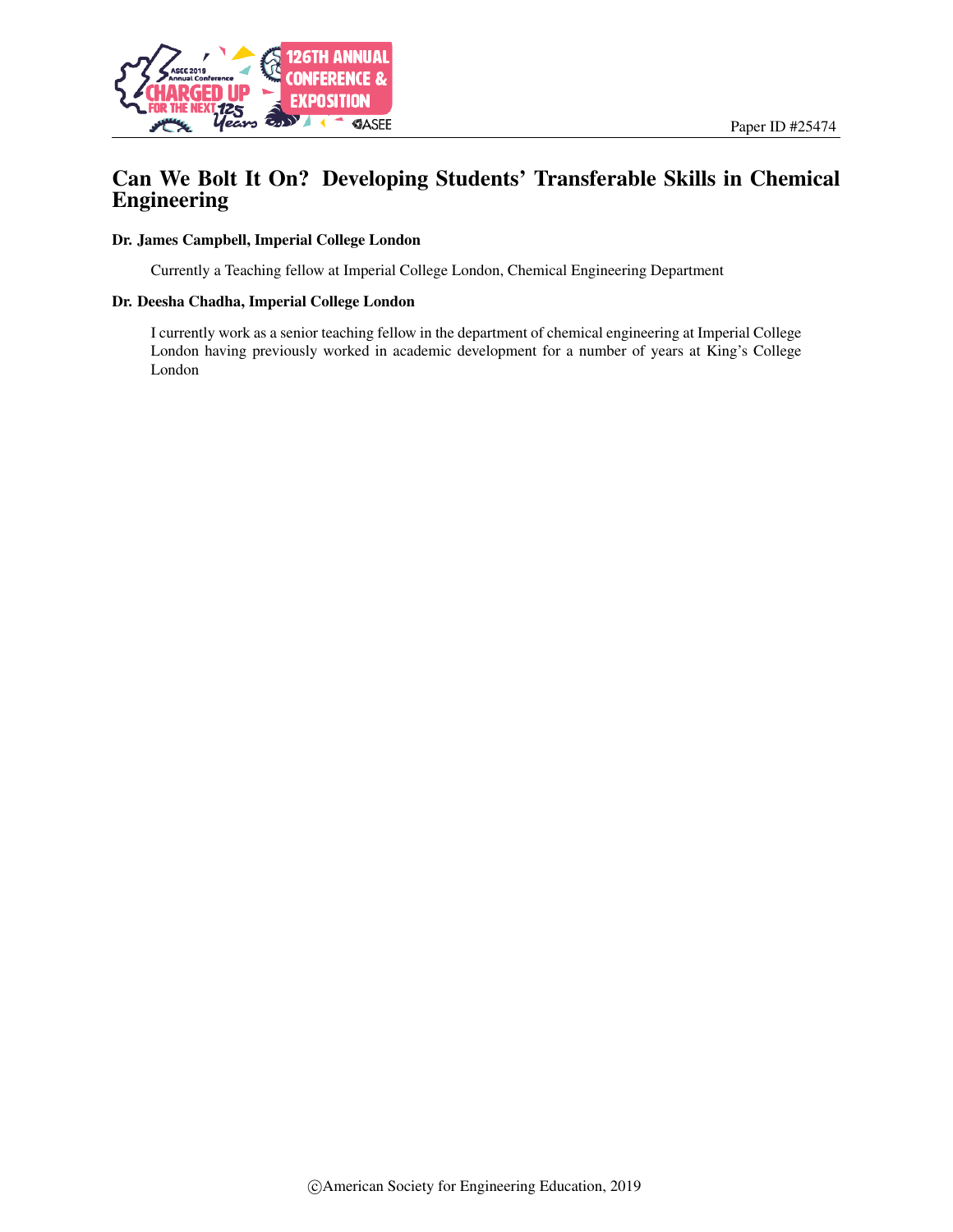Paper ID #25474

# Can We Bolt It On? Developing Students' Transferable Skills in Chemical Engineering

**Dr. James Campbell, Imperial College London**

Currently a Teaching fellow at Imperial College London, Chemical Engineering Department

**Dr. Deesha Chadha, Imperial College London**

I currently work as a senior teaching fellow in the department of chemical engineering at Imperial College London having previously worked in academic development for a number of years at King's College London

©American Society for Engineering Education, 2019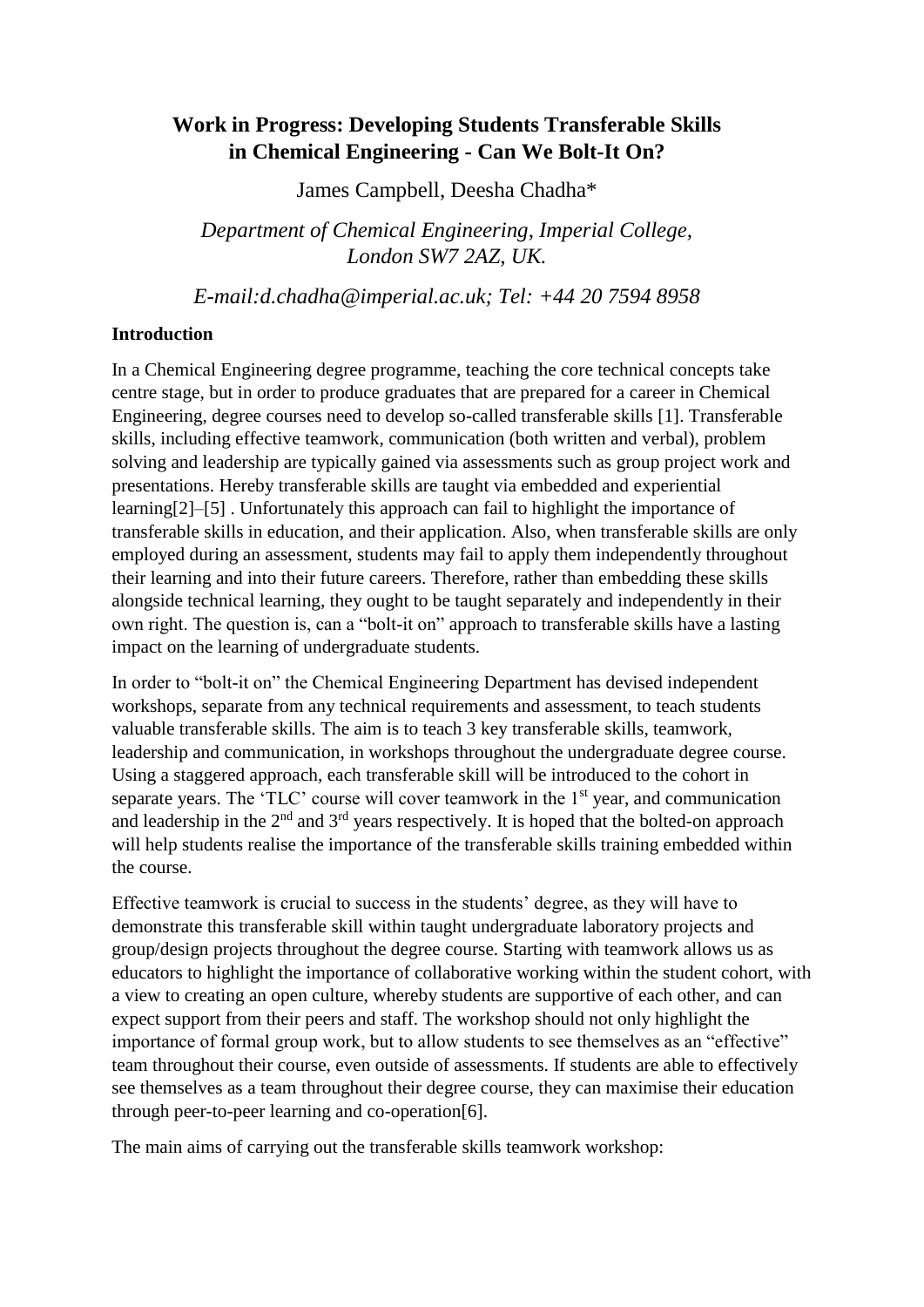## Work in Progress: Developing Students Transferable Skills in Chemical Engineering - Can We Bolt-It On?

James Campbell, Deesha Chadha*

*Department of Chemical Engineering, Imperial College, London SW7 2AZ, UK.*

*E-mail:d.chadha@imperial.ac.uk; Tel: +44 20 7594 8958*

**Introduction**

In a Chemical Engineering degree programme, teaching the core technical concepts take centre stage, but in order to produce graduates that are prepared for a career in Chemical Engineering, degree courses need to develop so-called transferable skills [1]. Transferable skills, including effective teamwork, communication (both written and verbal), problem solving and leadership are typically gained via assessments such as group project work and presentations. Hereby transferable skills are taught via embedded and experiential learning[2]–[5] . Unfortunately this approach can fail to highlight the importance of transferable skills in education, and their application. Also, when transferable skills are only employed during an assessment, students may fail to apply them independently throughout their learning and into their future careers. Therefore, rather than embedding these skills alongside technical learning, they ought to be taught separately and independently in their own right. The question is, can a "bolt-it on" approach to transferable skills have a lasting impact on the learning of undergraduate students.

In order to "bolt-it on" the Chemical Engineering Department has devised independent workshops, separate from any technical requirements and assessment, to teach students valuable transferable skills. The aim is to teach 3 key transferable skills, teamwork, leadership and communication, in workshops throughout the undergraduate degree course. Using a staggered approach, each transferable skill will be introduced to the cohort in separate years. The 'TLC' course will cover teamwork in the 1st year, and communication and leadership in the 2nd and 3rd years respectively. It is hoped that the bolted-on approach will help students realise the importance of the transferable skills training embedded within the course.

Effective teamwork is crucial to success in the students' degree, as they will have to demonstrate this transferable skill within taught undergraduate laboratory projects and group/design projects throughout the degree course. Starting with teamwork allows us as educators to highlight the importance of collaborative working within the student cohort, with a view to creating an open culture, whereby students are supportive of each other, and can expect support from their peers and staff. The workshop should not only highlight the importance of formal group work, but to allow students to see themselves as an "effective" team throughout their course, even outside of assessments. If students are able to effectively see themselves as a team throughout their degree course, they can maximise their education through peer-to-peer learning and co-operation[6].

The main aims of carrying out the transferable skills teamwork workshop: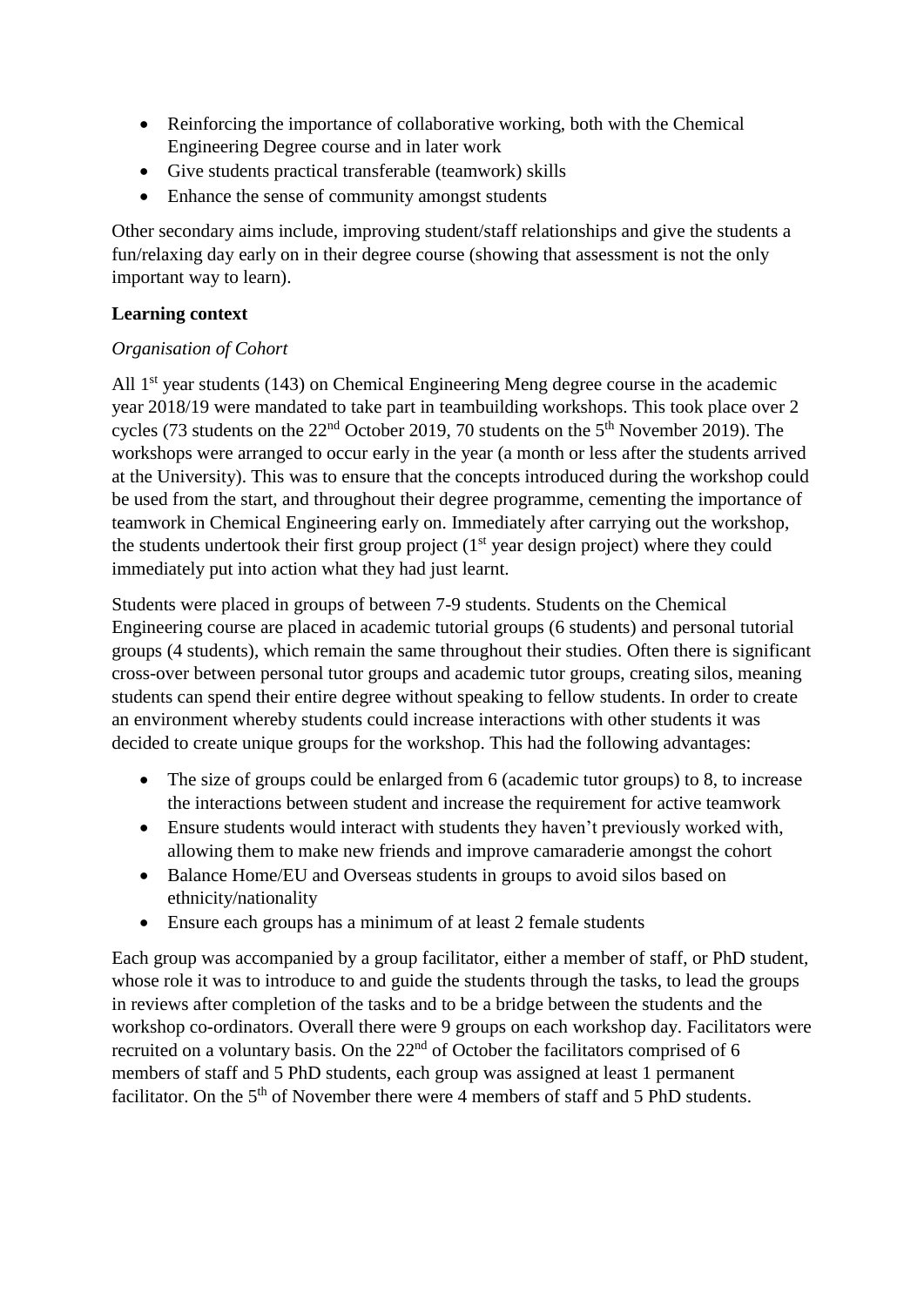- Reinforcing the importance of collaborative working, both with the Chemical Engineering Degree course and in later work
- Give students practical transferable (teamwork) skills
- Enhance the sense of community amongst students

Other secondary aims include, improving student/staff relationships and give the students a fun/relaxing day early on in their degree course (showing that assessment is not the only important way to learn).

**Learning context**

*Organisation of Cohort*

All 1st year students (143) on Chemical Engineering Meng degree course in the academic year 2018/19 were mandated to take part in teambuilding workshops. This took place over 2 cycles (73 students on the 22nd October 2019, 70 students on the 5th November 2019). The workshops were arranged to occur early in the year (a month or less after the students arrived at the University). This was to ensure that the concepts introduced during the workshop could be used from the start, and throughout their degree programme, cementing the importance of teamwork in Chemical Engineering early on. Immediately after carrying out the workshop, the students undertook their first group project (1st year design project) where they could immediately put into action what they had just learnt.

Students were placed in groups of between 7-9 students. Students on the Chemical Engineering course are placed in academic tutorial groups (6 students) and personal tutorial groups (4 students), which remain the same throughout their studies. Often there is significant cross-over between personal tutor groups and academic tutor groups, creating silos, meaning students can spend their entire degree without speaking to fellow students. In order to create an environment whereby students could increase interactions with other students it was decided to create unique groups for the workshop. This had the following advantages:

- The size of groups could be enlarged from 6 (academic tutor groups) to 8, to increase the interactions between student and increase the requirement for active teamwork
- Ensure students would interact with students they haven't previously worked with, allowing them to make new friends and improve camaraderie amongst the cohort
- Balance Home/EU and Overseas students in groups to avoid silos based on ethnicity/nationality
- Ensure each groups has a minimum of at least 2 female students

Each group was accompanied by a group facilitator, either a member of staff, or PhD student, whose role it was to introduce to and guide the students through the tasks, to lead the groups in reviews after completion of the tasks and to be a bridge between the students and the workshop co-ordinators. Overall there were 9 groups on each workshop day. Facilitators were recruited on a voluntary basis. On the 22nd of October the facilitators comprised of 6 members of staff and 5 PhD students, each group was assigned at least 1 permanent facilitator. On the 5th of November there were 4 members of staff and 5 PhD students.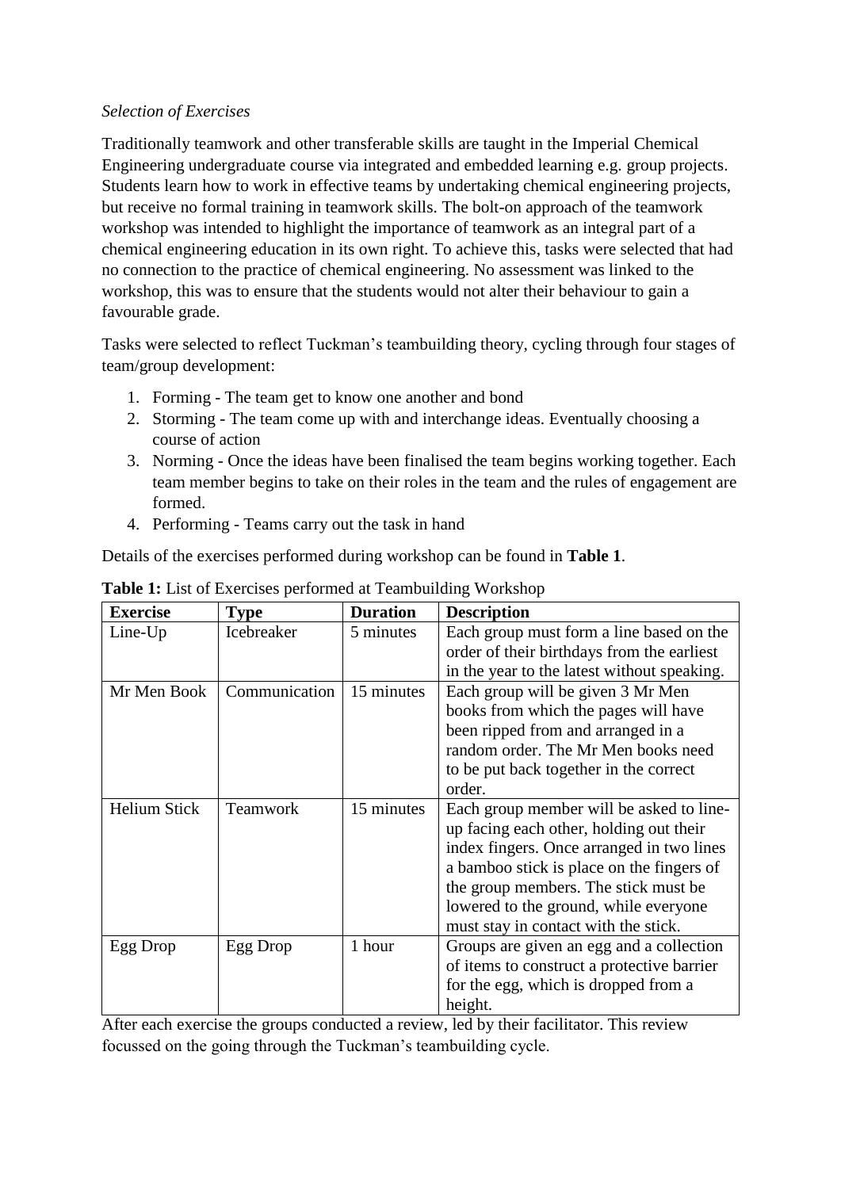*Selection of Exercises*

Traditionally teamwork and other transferable skills are taught in the Imperial Chemical Engineering undergraduate course via integrated and embedded learning e.g. group projects. Students learn how to work in effective teams by undertaking chemical engineering projects, but receive no formal training in teamwork skills. The bolt-on approach of the teamwork workshop was intended to highlight the importance of teamwork as an integral part of a chemical engineering education in its own right. To achieve this, tasks were selected that had no connection to the practice of chemical engineering. No assessment was linked to the workshop, this was to ensure that the students would not alter their behaviour to gain a favourable grade.

Tasks were selected to reflect Tuckman's teambuilding theory, cycling through four stages of team/group development:

1. Forming - The team get to know one another and bond
2. Storming - The team come up with and interchange ideas. Eventually choosing a course of action
3. Norming - Once the ideas have been finalised the team begins working together. Each team member begins to take on their roles in the team and the rules of engagement are formed.
4. Performing - Teams carry out the task in hand

Details of the exercises performed during workshop can be found in **Table 1**.

**Table 1:** List of Exercises performed at Teambuilding Workshop

| Exercise | Type | Duration | Description |
|---|---|---|---|
| Line-Up | Icebreaker | 5 minutes | Each group must form a line based on the order of their birthdays from the earliest in the year to the latest without speaking. |
| Mr Men Book | Communication | 15 minutes | Each group will be given 3 Mr Men books from which the pages will have been ripped from and arranged in a random order. The Mr Men books need to be put back together in the correct order. |
| Helium Stick | Teamwork | 15 minutes | Each group member will be asked to line-up facing each other, holding out their index fingers. Once arranged in two lines a bamboo stick is place on the fingers of the group members. The stick must be lowered to the ground, while everyone must stay in contact with the stick. |
| Egg Drop | Egg Drop | 1 hour | Groups are given an egg and a collection of items to construct a protective barrier for the egg, which is dropped from a height. |

After each exercise the groups conducted a review, led by their facilitator. This review focussed on the going through the Tuckman's teambuilding cycle.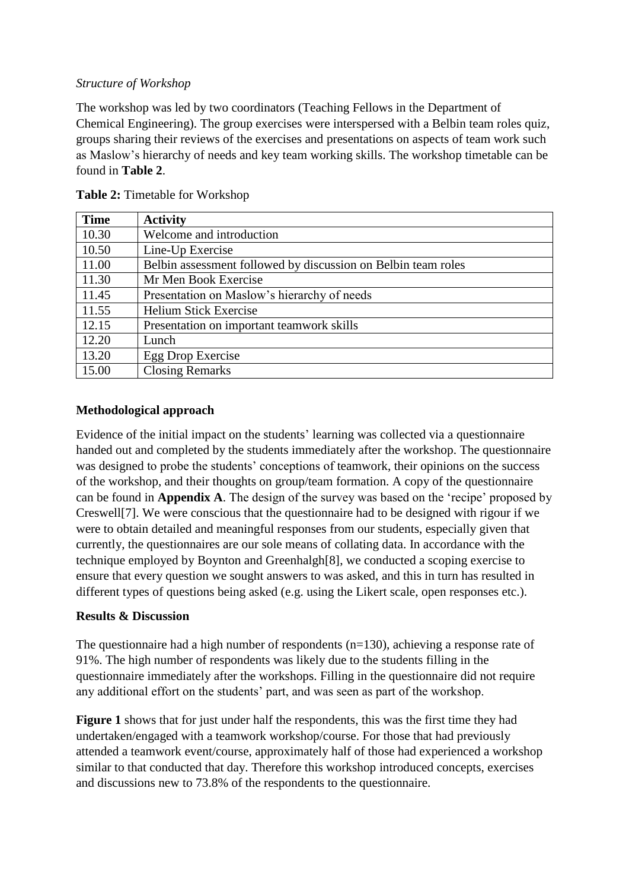*Structure of Workshop*

The workshop was led by two coordinators (Teaching Fellows in the Department of Chemical Engineering). The group exercises were interspersed with a Belbin team roles quiz, groups sharing their reviews of the exercises and presentations on aspects of team work such as Maslow's hierarchy of needs and key team working skills. The workshop timetable can be found in **Table 2**.

**Table 2:** Timetable for Workshop

| Time | Activity |
| --- | --- |
| 10.30 | Welcome and introduction |
| 10.50 | Line-Up Exercise |
| 11.00 | Belbin assessment followed by discussion on Belbin team roles |
| 11.30 | Mr Men Book Exercise |
| 11.45 | Presentation on Maslow's hierarchy of needs |
| 11.55 | Helium Stick Exercise |
| 12.15 | Presentation on important teamwork skills |
| 12.20 | Lunch |
| 13.20 | Egg Drop Exercise |
| 15.00 | Closing Remarks |

## Methodological approach

Evidence of the initial impact on the students' learning was collected via a questionnaire handed out and completed by the students immediately after the workshop. The questionnaire was designed to probe the students' conceptions of teamwork, their opinions on the success of the workshop, and their thoughts on group/team formation. A copy of the questionnaire can be found in **Appendix A**. The design of the survey was based on the 'recipe' proposed by Creswell[7]. We were conscious that the questionnaire had to be designed with rigour if we were to obtain detailed and meaningful responses from our students, especially given that currently, the questionnaires are our sole means of collating data. In accordance with the technique employed by Boynton and Greenhalgh[8], we conducted a scoping exercise to ensure that every question we sought answers to was asked, and this in turn has resulted in different types of questions being asked (e.g. using the Likert scale, open responses etc.).

## Results & Discussion

The questionnaire had a high number of respondents (n=130), achieving a response rate of 91%. The high number of respondents was likely due to the students filling in the questionnaire immediately after the workshops. Filling in the questionnaire did not require any additional effort on the students' part, and was seen as part of the workshop.

**Figure 1** shows that for just under half the respondents, this was the first time they had undertaken/engaged with a teamwork workshop/course. For those that had previously attended a teamwork event/course, approximately half of those had experienced a workshop similar to that conducted that day. Therefore this workshop introduced concepts, exercises and discussions new to 73.8% of the respondents to the questionnaire.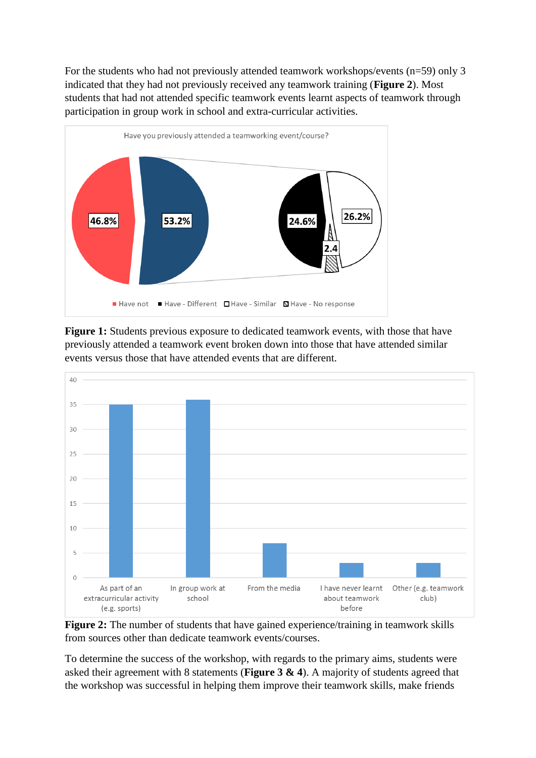For the students who had not previously attended teamwork workshops/events (n=59) only 3 indicated that they had not previously received any teamwork training (**Figure 2**). Most students that had not attended specific teamwork events learnt aspects of teamwork through participation in group work in school and extra-curricular activities.

**Figure 1:** Students previous exposure to dedicated teamwork events, with those that have previously attended a teamwork event broken down into those that have attended similar events versus those that have attended events that are different.

**Figure 2:** The number of students that have gained experience/training in teamwork skills from sources other than dedicate teamwork events/courses.

To determine the success of the workshop, with regards to the primary aims, students were asked their agreement with 8 statements (**Figure 3 & 4**). A majority of students agreed that the workshop was successful in helping them improve their teamwork skills, make friends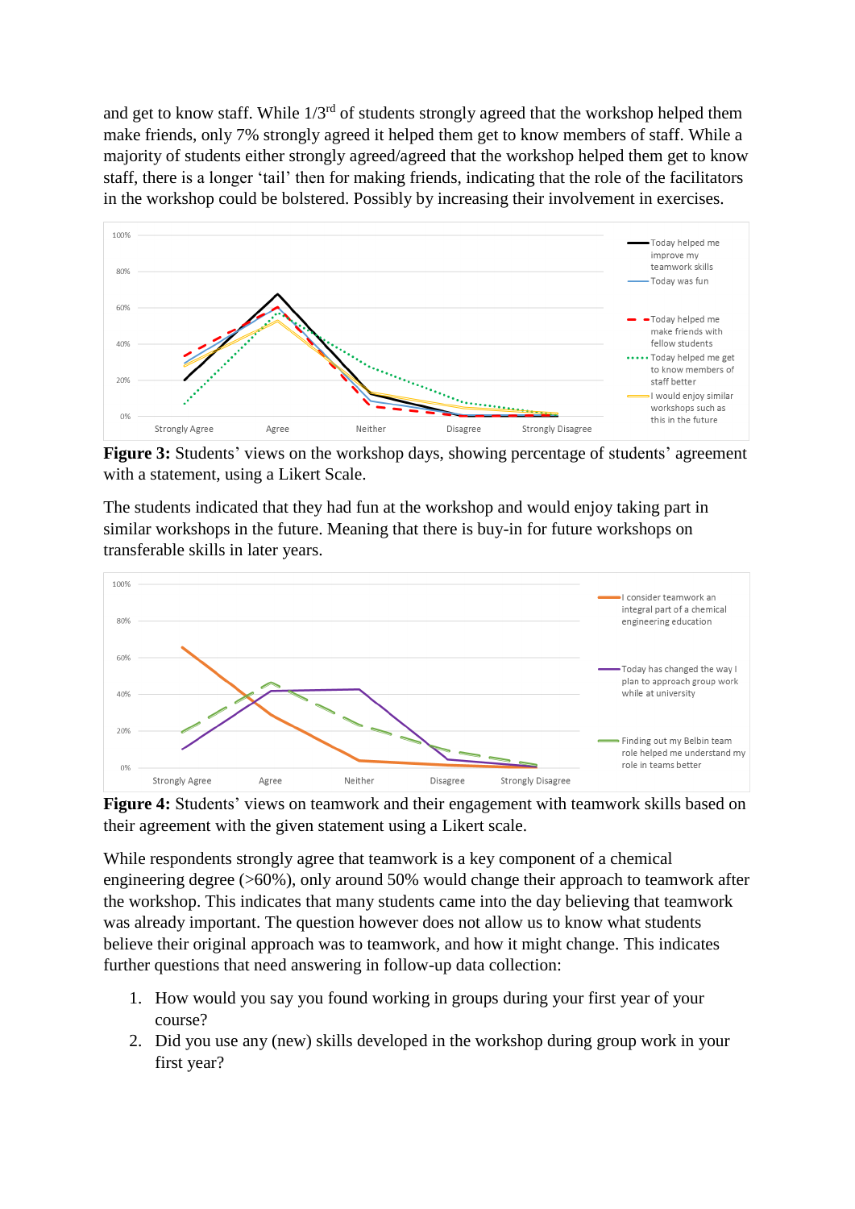and get to know staff. While 1/3rd of students strongly agreed that the workshop helped them make friends, only 7% strongly agreed it helped them get to know members of staff. While a majority of students either strongly agreed/agreed that the workshop helped them get to know staff, there is a longer 'tail' then for making friends, indicating that the role of the facilitators in the workshop could be bolstered. Possibly by increasing their involvement in exercises.

**Figure 3:** Students' views on the workshop days, showing percentage of students' agreement with a statement, using a Likert Scale.

The students indicated that they had fun at the workshop and would enjoy taking part in similar workshops in the future. Meaning that there is buy-in for future workshops on transferable skills in later years.

**Figure 4:** Students' views on teamwork and their engagement with teamwork skills based on their agreement with the given statement using a Likert scale.

While respondents strongly agree that teamwork is a key component of a chemical engineering degree (>60%), only around 50% would change their approach to teamwork after the workshop. This indicates that many students came into the day believing that teamwork was already important. The question however does not allow us to know what students believe their original approach was to teamwork, and how it might change. This indicates further questions that need answering in follow-up data collection:

1. How would you say you found working in groups during your first year of your course?
2. Did you use any (new) skills developed in the workshop during group work in your first year?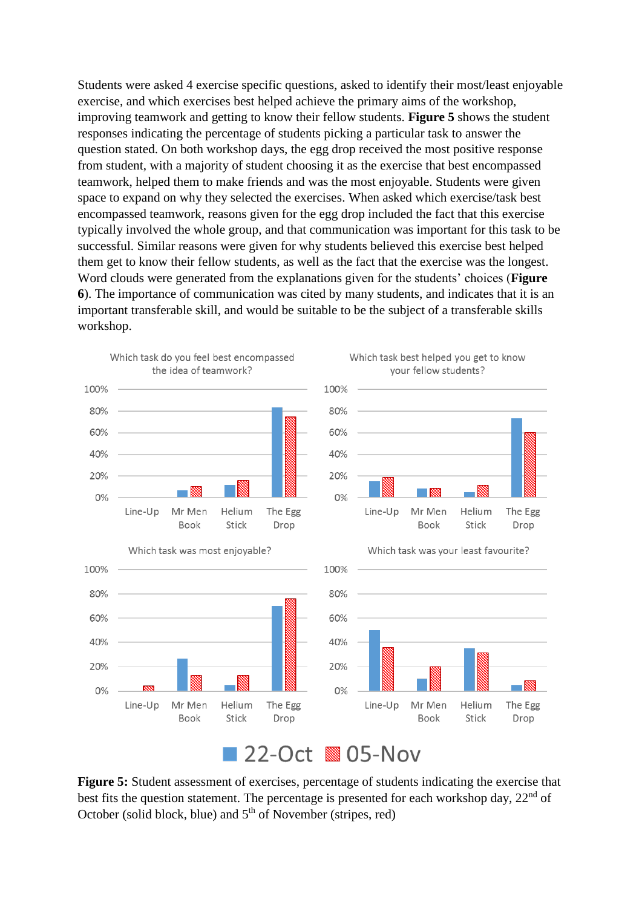Students were asked 4 exercise specific questions, asked to identify their most/least enjoyable exercise, and which exercises best helped achieve the primary aims of the workshop, improving teamwork and getting to know their fellow students. **Figure 5** shows the student responses indicating the percentage of students picking a particular task to answer the question stated. On both workshop days, the egg drop received the most positive response from student, with a majority of student choosing it as the exercise that best encompassed teamwork, helped them to make friends and was the most enjoyable. Students were given space to expand on why they selected the exercises. When asked which exercise/task best encompassed teamwork, reasons given for the egg drop included the fact that this exercise typically involved the whole group, and that communication was important for this task to be successful. Similar reasons were given for why students believed this exercise best helped them get to know their fellow students, as well as the fact that the exercise was the longest. Word clouds were generated from the explanations given for the students' choices (**Figure 6**). The importance of communication was cited by many students, and indicates that it is an important transferable skill, and would be suitable to be the subject of a transferable skills workshop.

**Figure 5:** Student assessment of exercises, percentage of students indicating the exercise that best fits the question statement. The percentage is presented for each workshop day, 22nd of October (solid block, blue) and 5th of November (stripes, red)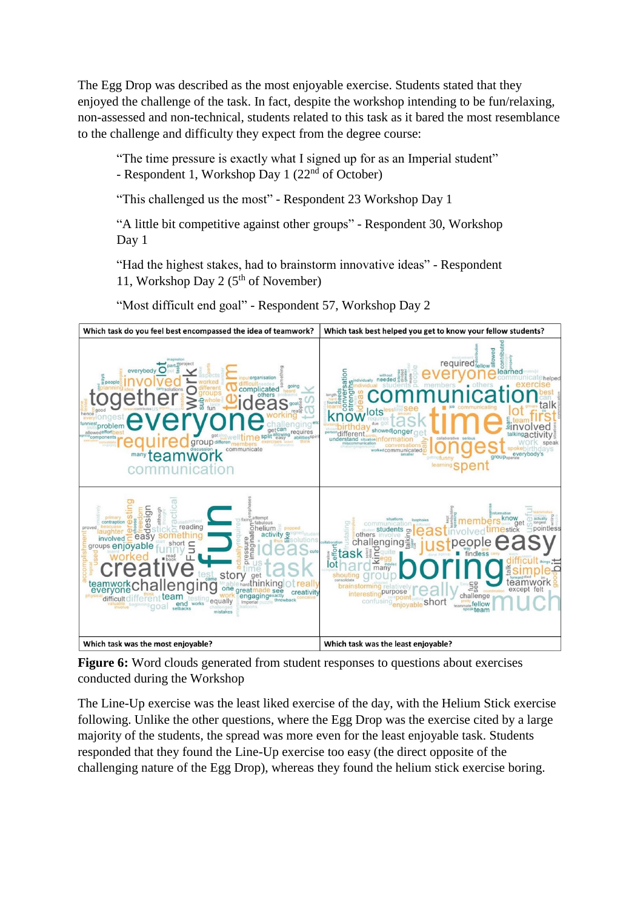The Egg Drop was described as the most enjoyable exercise. Students stated that they enjoyed the challenge of the task. In fact, despite the workshop intending to be fun/relaxing, non-assessed and non-technical, students related to this task as it bared the most resemblance to the challenge and difficulty they expect from the degree course:

> "The time pressure is exactly what I signed up for as an Imperial student" - Respondent 1, Workshop Day 1 (22nd of October)
>
> "This challenged us the most" - Respondent 23 Workshop Day 1
>
> "A little bit competitive against other groups" - Respondent 30, Workshop Day 1
>
> "Had the highest stakes, had to brainstorm innovative ideas" - Respondent 11, Workshop Day 2 (5th of November)
>
> "Most difficult end goal" - Respondent 57, Workshop Day 2

| Which task do you feel best encompassed the idea of teamwork? | Which task best helped you get to know your fellow students? |
|---|---|
| Which task was the most enjoyable? | Which task was the least enjoyable? |

**Figure 6:** Word clouds generated from student responses to questions about exercises conducted during the Workshop

The Line-Up exercise was the least liked exercise of the day, with the Helium Stick exercise following. Unlike the other questions, where the Egg Drop was the exercise cited by a large majority of the students, the spread was more even for the least enjoyable task. Students responded that they found the Line-Up exercise too easy (the direct opposite of the challenging nature of the Egg Drop), whereas they found the helium stick exercise boring.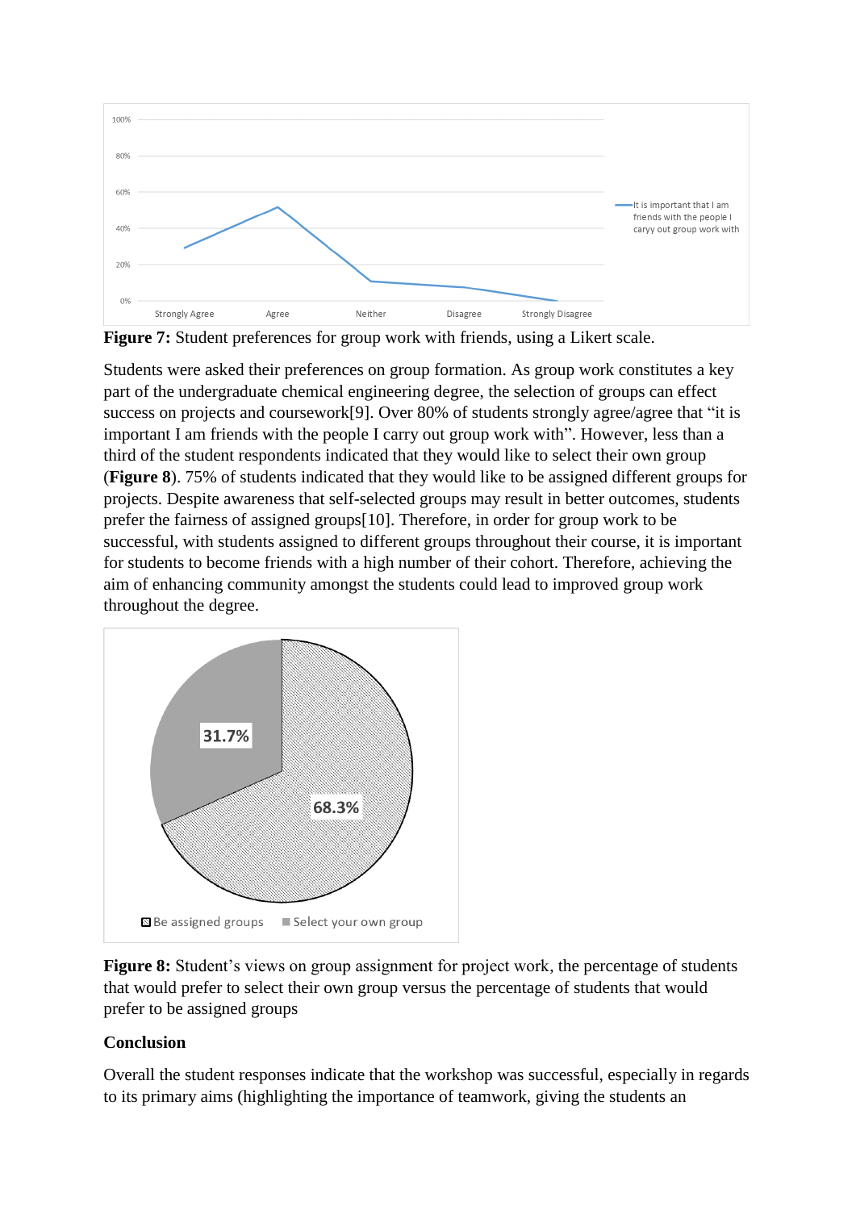**Figure 7:** Student preferences for group work with friends, using a Likert scale.

Students were asked their preferences on group formation. As group work constitutes a key part of the undergraduate chemical engineering degree, the selection of groups can effect success on projects and coursework[9]. Over 80% of students strongly agree/agree that "it is important I am friends with the people I carry out group work with". However, less than a third of the student respondents indicated that they would like to select their own group (**Figure 8**). 75% of students indicated that they would like to be assigned different groups for projects. Despite awareness that self-selected groups may result in better outcomes, students prefer the fairness of assigned groups[10]. Therefore, in order for group work to be successful, with students assigned to different groups throughout their course, it is important for students to become friends with a high number of their cohort. Therefore, achieving the aim of enhancing community amongst the students could lead to improved group work throughout the degree.

**Figure 8:** Student's views on group assignment for project work, the percentage of students that would prefer to select their own group versus the percentage of students that would prefer to be assigned groups

**Conclusion**

Overall the student responses indicate that the workshop was successful, especially in regards to its primary aims (highlighting the importance of teamwork, giving the students an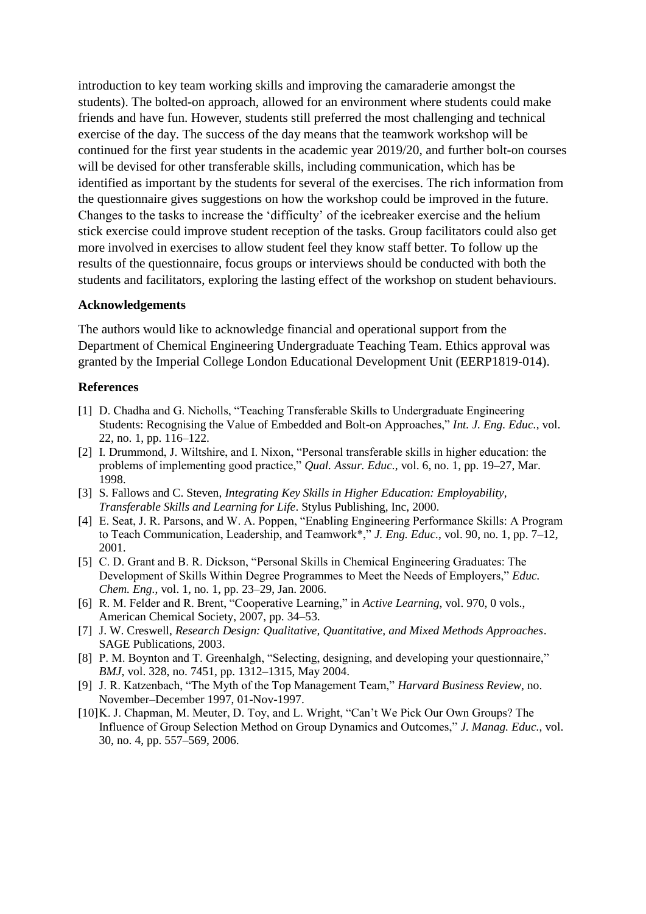introduction to key team working skills and improving the camaraderie amongst the students). The bolted-on approach, allowed for an environment where students could make friends and have fun. However, students still preferred the most challenging and technical exercise of the day. The success of the day means that the teamwork workshop will be continued for the first year students in the academic year 2019/20, and further bolt-on courses will be devised for other transferable skills, including communication, which has be identified as important by the students for several of the exercises. The rich information from the questionnaire gives suggestions on how the workshop could be improved in the future. Changes to the tasks to increase the 'difficulty' of the icebreaker exercise and the helium stick exercise could improve student reception of the tasks. Group facilitators could also get more involved in exercises to allow student feel they know staff better. To follow up the results of the questionnaire, focus groups or interviews should be conducted with both the students and facilitators, exploring the lasting effect of the workshop on student behaviours.

## Acknowledgements

The authors would like to acknowledge financial and operational support from the Department of Chemical Engineering Undergraduate Teaching Team. Ethics approval was granted by the Imperial College London Educational Development Unit (EERP1819-014).

## References

[1] D. Chadha and G. Nicholls, "Teaching Transferable Skills to Undergraduate Engineering Students: Recognising the Value of Embedded and Bolt-on Approaches," *Int. J. Eng. Educ.*, vol. 22, no. 1, pp. 116–122.

[2] I. Drummond, J. Wiltshire, and I. Nixon, "Personal transferable skills in higher education: the problems of implementing good practice," *Qual. Assur. Educ.*, vol. 6, no. 1, pp. 19–27, Mar. 1998.

[3] S. Fallows and C. Steven, *Integrating Key Skills in Higher Education: Employability, Transferable Skills and Learning for Life*. Stylus Publishing, Inc, 2000.

[4] E. Seat, J. R. Parsons, and W. A. Poppen, "Enabling Engineering Performance Skills: A Program to Teach Communication, Leadership, and Teamwork*," *J. Eng. Educ.*, vol. 90, no. 1, pp. 7–12, 2001.

[5] C. D. Grant and B. R. Dickson, "Personal Skills in Chemical Engineering Graduates: The Development of Skills Within Degree Programmes to Meet the Needs of Employers," *Educ. Chem. Eng.*, vol. 1, no. 1, pp. 23–29, Jan. 2006.

[6] R. M. Felder and R. Brent, "Cooperative Learning," in *Active Learning*, vol. 970, 0 vols., American Chemical Society, 2007, pp. 34–53.

[7] J. W. Creswell, *Research Design: Qualitative, Quantitative, and Mixed Methods Approaches*. SAGE Publications, 2003.

[8] P. M. Boynton and T. Greenhalgh, "Selecting, designing, and developing your questionnaire," *BMJ*, vol. 328, no. 7451, pp. 1312–1315, May 2004.

[9] J. R. Katzenbach, "The Myth of the Top Management Team," *Harvard Business Review*, no. November–December 1997, 01-Nov-1997.

[10] K. J. Chapman, M. Meuter, D. Toy, and L. Wright, "Can't We Pick Our Own Groups? The Influence of Group Selection Method on Group Dynamics and Outcomes," *J. Manag. Educ.*, vol. 30, no. 4, pp. 557–569, 2006.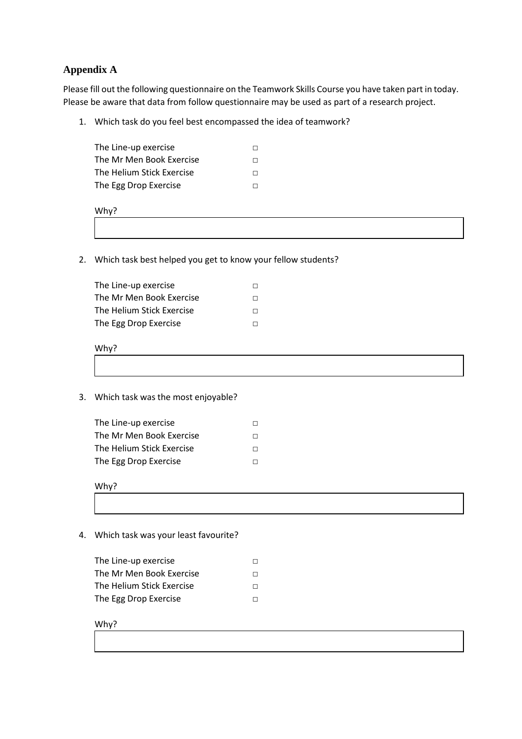## Appendix A

Please fill out the following questionnaire on the Teamwork Skills Course you have taken part in today. Please be aware that data from follow questionnaire may be used as part of a research project.

1. Which task do you feel best encompassed the idea of teamwork?

   The Line-up exercise □
   The Mr Men Book Exercise □
   The Helium Stick Exercise □
   The Egg Drop Exercise □

   Why?

2. Which task best helped you get to know your fellow students?

   The Line-up exercise □
   The Mr Men Book Exercise □
   The Helium Stick Exercise □
   The Egg Drop Exercise □

   Why?

3. Which task was the most enjoyable?

   The Line-up exercise □
   The Mr Men Book Exercise □
   The Helium Stick Exercise □
   The Egg Drop Exercise □

   Why?

4. Which task was your least favourite?

   The Line-up exercise □
   The Mr Men Book Exercise □
   The Helium Stick Exercise □
   The Egg Drop Exercise □

   Why?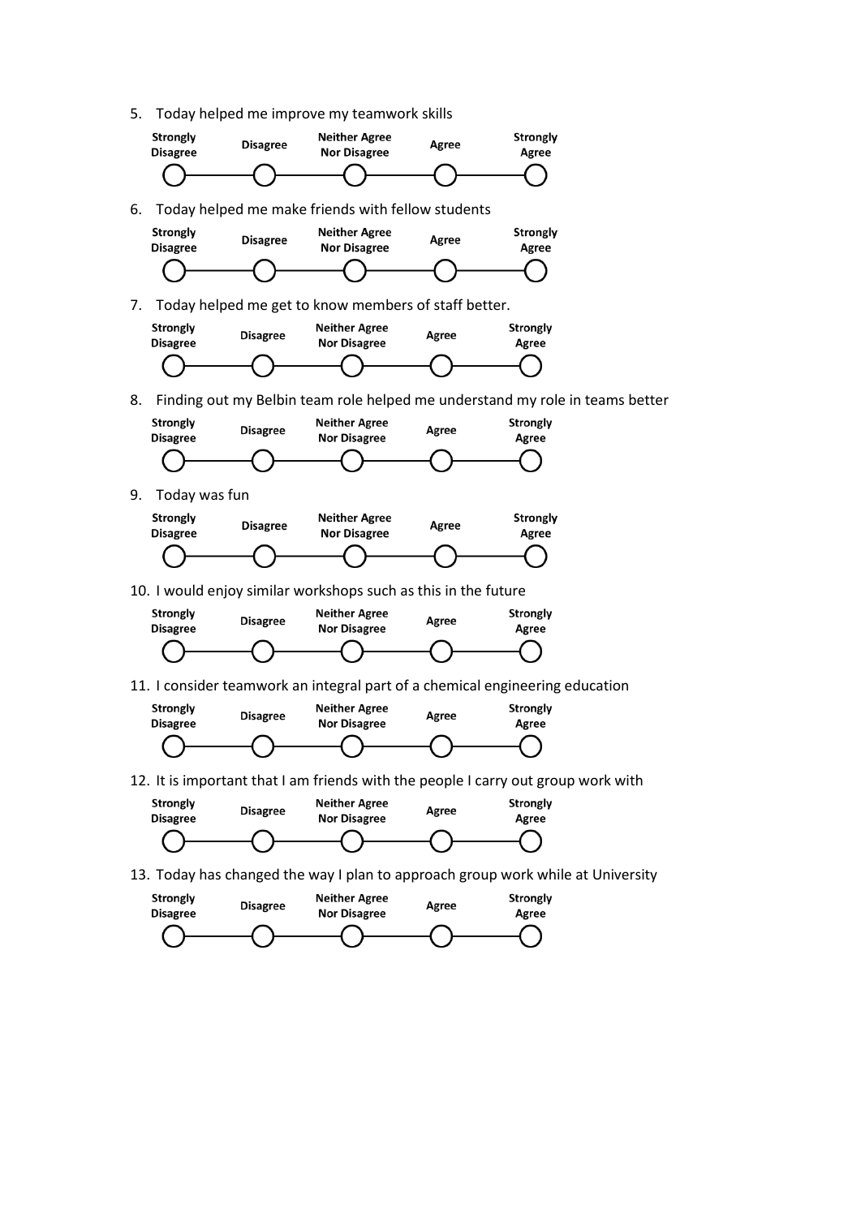5. Today helped me improve my teamwork skills

| Strongly Disagree | Disagree | Neither Agree Nor Disagree | Agree | Strongly Agree |
|---|---|---|---|---|
| ○ | ○ | ○ | ○ | ○ |

6. Today helped me make friends with fellow students

| Strongly Disagree | Disagree | Neither Agree Nor Disagree | Agree | Strongly Agree |
|---|---|---|---|---|
| ○ | ○ | ○ | ○ | ○ |

7. Today helped me get to know members of staff better.

| Strongly Disagree | Disagree | Neither Agree Nor Disagree | Agree | Strongly Agree |
|---|---|---|---|---|
| ○ | ○ | ○ | ○ | ○ |

8. Finding out my Belbin team role helped me understand my role in teams better

| Strongly Disagree | Disagree | Neither Agree Nor Disagree | Agree | Strongly Agree |
|---|---|---|---|---|
| ○ | ○ | ○ | ○ | ○ |

9. Today was fun

| Strongly Disagree | Disagree | Neither Agree Nor Disagree | Agree | Strongly Agree |
|---|---|---|---|---|
| ○ | ○ | ○ | ○ | ○ |

10. I would enjoy similar workshops such as this in the future

| Strongly Disagree | Disagree | Neither Agree Nor Disagree | Agree | Strongly Agree |
|---|---|---|---|---|
| ○ | ○ | ○ | ○ | ○ |

11. I consider teamwork an integral part of a chemical engineering education

| Strongly Disagree | Disagree | Neither Agree Nor Disagree | Agree | Strongly Agree |
|---|---|---|---|---|
| ○ | ○ | ○ | ○ | ○ |

12. It is important that I am friends with the people I carry out group work with

| Strongly Disagree | Disagree | Neither Agree Nor Disagree | Agree | Strongly Agree |
|---|---|---|---|---|
| ○ | ○ | ○ | ○ | ○ |

13. Today has changed the way I plan to approach group work while at University

| Strongly Disagree | Disagree | Neither Agree Nor Disagree | Agree | Strongly Agree |
|---|---|---|---|---|
| ○ | ○ | ○ | ○ | ○ |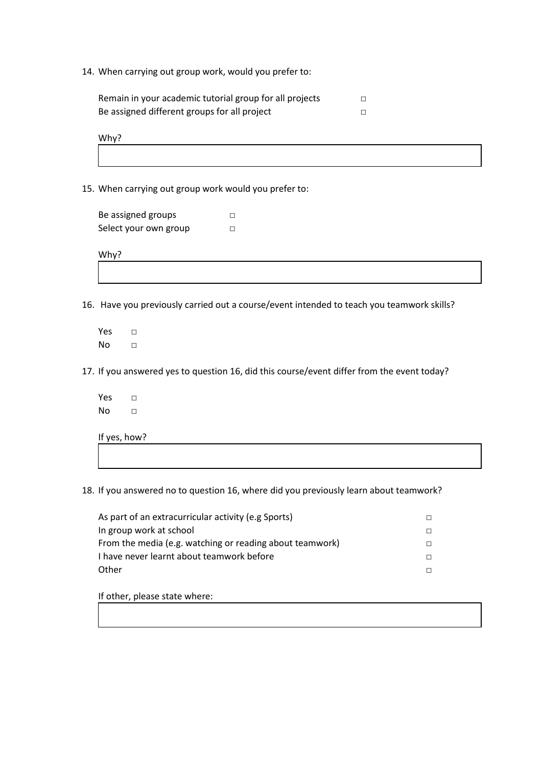14. When carrying out group work, would you prefer to:

Remain in your academic tutorial group for all projects □
Be assigned different groups for all project □

Why?

15. When carrying out group work would you prefer to:

Be assigned groups □
Select your own group □

Why?

16. Have you previously carried out a course/event intended to teach you teamwork skills?

Yes □
No □

17. If you answered yes to question 16, did this course/event differ from the event today?

Yes □
No □

If yes, how?

18. If you answered no to question 16, where did you previously learn about teamwork?

As part of an extracurricular activity (e.g Sports) □
In group work at school □
From the media (e.g. watching or reading about teamwork) □
I have never learnt about teamwork before □
Other □

If other, please state where: